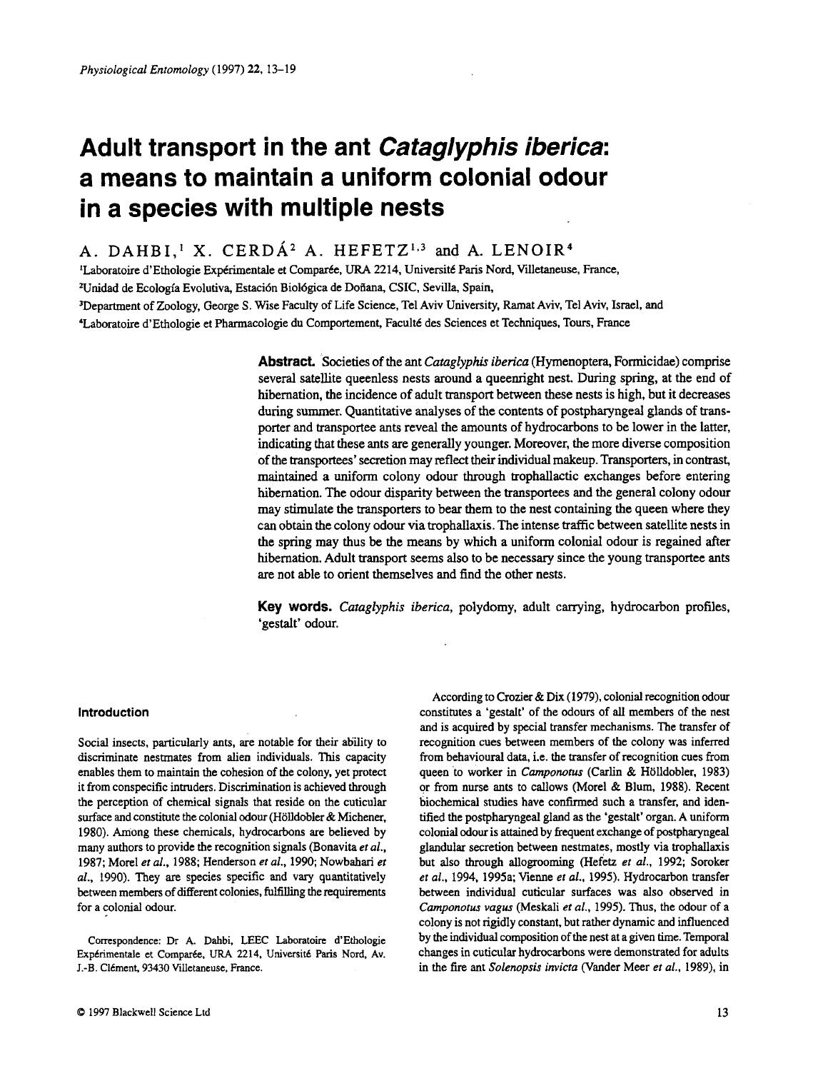# Adult transport in the ant *Cataglyphis iberica*: a means to maintain a uniform colonial odour in a species with multiple nests

A. DAHBI,[1] X. CERDÁ[2] A. HEFETZ[1,3] and A. LENOIR[4]

[1]Laboratoire d'Ethologie Expérimentale et Comparée, URA 2214, Université Paris Nord, Villetaneuse, France,

[2]Unidad de Ecología Evolutiva, Estación Biológica de Doñana, CSIC, Sevilla, Spain,

[3]Department of Zoology, George S. Wise Faculty of Life Science, Tel Aviv University, Ramat Aviv, Tel Aviv, Israel, and

[4]Laboratoire d'Ethologie et Pharmacologie du Comportement, Faculté des Sciences et Techniques, Tours, France

**Abstract.** Societies of the ant *Cataglyphis iberica* (Hymenoptera, Formicidae) comprise several satellite queenless nests around a queenright nest. During spring, at the end of hibernation, the incidence of adult transport between these nests is high, but it decreases during summer. Quantitative analyses of the contents of postpharyngeal glands of transporter and transportee ants reveal the amounts of hydrocarbons to be lower in the latter, indicating that these ants are generally younger. Moreover, the more diverse composition of the transportees' secretion may reflect their individual makeup. Transporters, in contrast, maintained a uniform colony odour through trophallactic exchanges before entering hibernation. The odour disparity between the transportees and the general colony odour may stimulate the transporters to bear them to the nest containing the queen where they can obtain the colony odour via trophallaxis. The intense traffic between satellite nests in the spring may thus be the means by which a uniform colonial odour is regained after hibernation. Adult transport seems also to be necessary since the young transportee ants are not able to orient themselves and find the other nests.

**Key words.** *Cataglyphis iberica*, polydomy, adult carrying, hydrocarbon profiles, 'gestalt' odour.

## Introduction

Social insects, particularly ants, are notable for their ability to discriminate nestmates from alien individuals. This capacity enables them to maintain the cohesion of the colony, yet protect it from conspecific intruders. Discrimination is achieved through the perception of chemical signals that reside on the cuticular surface and constitute the colonial odour (Hölldobler & Michener, 1980). Among these chemicals, hydrocarbons are believed by many authors to provide the recognition signals (Bonavita *et al.*, 1987; Morel *et al.*, 1988; Henderson *et al.*, 1990; Nowbahari *et al.*, 1990). They are species specific and vary quantitatively between members of different colonies, fulfilling the requirements for a colonial odour.

Correspondence: Dr A. Dahbi, LEEC Laboratoire d'Ethologie Expérimentale et Comparée, URA 2214, Université Paris Nord, Av. J.-B. Clément, 93430 Villetaneuse, France.

According to Crozier & Dix (1979), colonial recognition odour constitutes a 'gestalt' of the odours of all members of the nest and is acquired by special transfer mechanisms. The transfer of recognition cues between members of the colony was inferred from behavioural data, i.e. the transfer of recognition cues from queen to worker in *Camponotus* (Carlin & Hölldobler, 1983) or from nurse ants to callows (Morel & Blum, 1988). Recent biochemical studies have confirmed such a transfer, and identified the postpharyngeal gland as the 'gestalt' organ. A uniform colonial odour is attained by frequent exchange of postpharyngeal glandular secretion between nestmates, mostly via trophallaxis but also through allogrooming (Hefetz *et al.*, 1992; Soroker *et al.*, 1994, 1995a; Vienne *et al.*, 1995). Hydrocarbon transfer between individual cuticular surfaces was also observed in *Camponotus vagus* (Meskali *et al.*, 1995). Thus, the odour of a colony is not rigidly constant, but rather dynamic and influenced by the individual composition of the nest at a given time. Temporal changes in cuticular hydrocarbons were demonstrated for adults in the fire ant *Solenopsis invicta* (Vander Meer *et al.*, 1989), in

© 1997 Blackwell Science Ltd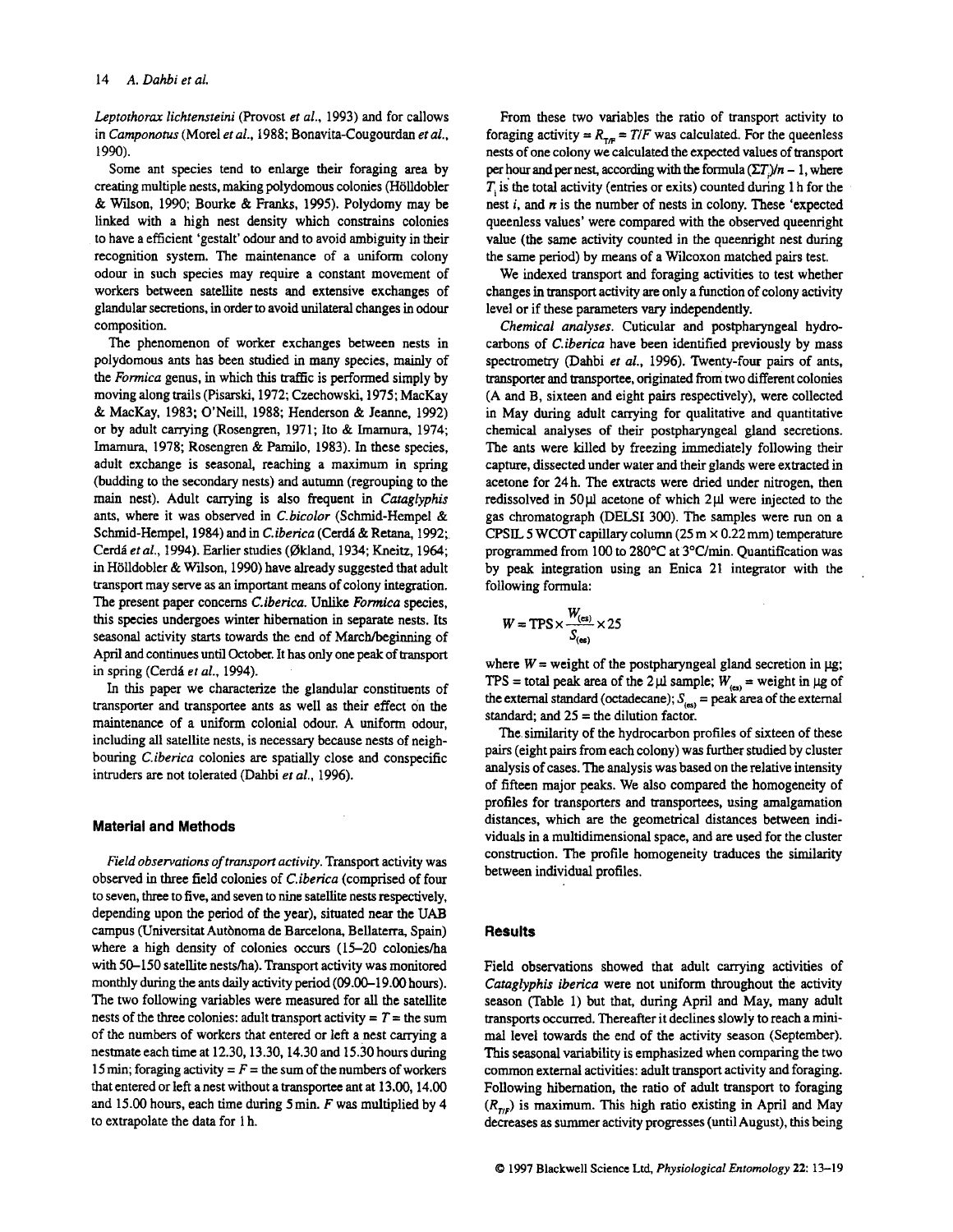*Leptothorax lichtensteini* (Provost *et al.*, 1993) and for callows in *Camponotus* (Morel *et al.*, 1988; Bonavita-Cougourdan *et al.*, 1990).

Some ant species tend to enlarge their foraging area by creating multiple nests, making polydomous colonies (Hölldobler & Wilson, 1990; Bourke & Franks, 1995). Polydomy may be linked with a high nest density which constrains colonies to have a efficient 'gestalt' odour and to avoid ambiguity in their recognition system. The maintenance of a uniform colony odour in such species may require a constant movement of workers between satellite nests and extensive exchanges of glandular secretions, in order to avoid unilateral changes in odour composition.

The phenomenon of worker exchanges between nests in polydomous ants has been studied in many species, mainly of the *Formica* genus, in which this traffic is performed simply by moving along trails (Pisarski, 1972; Czechowski, 1975; MacKay & MacKay, 1983; O'Neill, 1988; Henderson & Jeanne, 1992) or by adult carrying (Rosengren, 1971; Ito & Imamura, 1974; Imamura, 1978; Rosengren & Pamilo, 1983). In these species, adult exchange is seasonal, reaching a maximum in spring (budding to the secondary nests) and autumn (regrouping to the main nest). Adult carrying is also frequent in *Cataglyphis* ants, where it was observed in *C.bicolor* (Schmid-Hempel & Schmid-Hempel, 1984) and in *C.iberica* (Cerdá & Retana, 1992; Cerdá *et al.*, 1994). Earlier studies (Økland, 1934; Kneitz, 1964; in Hölldobler & Wilson, 1990) have already suggested that adult transport may serve as an important means of colony integration. The present paper concerns *C.iberica*. Unlike *Formica* species, this species undergoes winter hibernation in separate nests. Its seasonal activity starts towards the end of March/beginning of April and continues until October. It has only one peak of transport in spring (Cerdá *et al.*, 1994).

In this paper we characterize the glandular constituents of transporter and transportee ants as well as their effect on the maintenance of a uniform colonial odour. A uniform odour, including all satellite nests, is necessary because nests of neighbouring *C.iberica* colonies are spatially close and conspecific intruders are not tolerated (Dahbi *et al.*, 1996).

## Material and Methods

*Field observations of transport activity.* Transport activity was observed in three field colonies of *C.iberica* (comprised of four to seven, three to five, and seven to nine satellite nests respectively, depending upon the period of the year), situated near the UAB campus (Universitat Autònoma de Barcelona, Bellaterra, Spain) where a high density of colonies occurs (15–20 colonies/ha with 50–150 satellite nests/ha). Transport activity was monitored monthly during the ants daily activity period (09.00–19.00 hours). The two following variables were measured for all the satellite nests of the three colonies: adult transport activity = $T$ = the sum of the numbers of workers that entered or left a nest carrying a nestmate each time at 12.30, 13.30, 14.30 and 15.30 hours during 15 min; foraging activity = $F$ = the sum of the numbers of workers that entered or left a nest without a transportee ant at 13.00, 14.00 and 15.00 hours, each time during 5 min. $F$ was multiplied by 4 to extrapolate the data for 1 h.

From these two variables the ratio of transport activity to foraging activity = $R_{T/F} = T/F$ was calculated. For the queenless nests of one colony we calculated the expected values of transport per hour and per nest, according with the formula $(\Sigma T_i)/n - 1$, where $T_i$ is the total activity (entries or exits) counted during 1 h for the nest $i$, and $n$ is the number of nests in colony. These 'expected queenless values' were compared with the observed queenright value (the same activity counted in the queenright nest during the same period) by means of a Wilcoxon matched pairs test.

We indexed transport and foraging activities to test whether changes in transport activity are only a function of colony activity level or if these parameters vary independently.

*Chemical analyses.* Cuticular and postpharyngeal hydrocarbons of *C.iberica* have been identified previously by mass spectrometry (Dahbi *et al.*, 1996). Twenty-four pairs of ants, transporter and transportee, originated from two different colonies (A and B, sixteen and eight pairs respectively), were collected in May during adult carrying for qualitative and quantitative chemical analyses of their postpharyngeal gland secretions. The ants were killed by freezing immediately following their capture, dissected under water and their glands were extracted in acetone for 24 h. The extracts were dried under nitrogen, then redissolved in 50 µl acetone of which 2 µl were injected to the gas chromatograph (DELSI 300). The samples were run on a CPSIL 5 WCOT capillary column (25 m × 0.22 mm) temperature programmed from 100 to 280°C at 3°C/min. Quantification was by peak integration using an Enica 21 integrator with the following formula:

$$W = \text{TPS} \times \frac{W_{(es)}}{S_{(es)}} \times 25$$

where $W$ = weight of the postpharyngeal gland secretion in µg; TPS = total peak area of the 2 µl sample; $W_{(es)}$ = weight in µg of the external standard (octadecane); $S_{(es)}$ = peak area of the external standard; and 25 = the dilution factor.

The similarity of the hydrocarbon profiles of sixteen of these pairs (eight pairs from each colony) was further studied by cluster analysis of cases. The analysis was based on the relative intensity of fifteen major peaks. We also compared the homogeneity of profiles for transporters and transportees, using amalgamation distances, which are the geometrical distances between individuals in a multidimensional space, and are used for the cluster construction. The profile homogeneity traduces the similarity between individual profiles.

## Results

Field observations showed that adult carrying activities of *Cataglyphis iberica* were not uniform throughout the activity season (Table 1) but that, during April and May, many adult transports occurred. Thereafter it declines slowly to reach a minimal level towards the end of the activity season (September). This seasonal variability is emphasized when comparing the two common external activities: adult transport activity and foraging. Following hibernation, the ratio of adult transport to foraging ($R_{T/F}$) is maximum. This high ratio existing in April and May decreases as summer activity progresses (until August), this being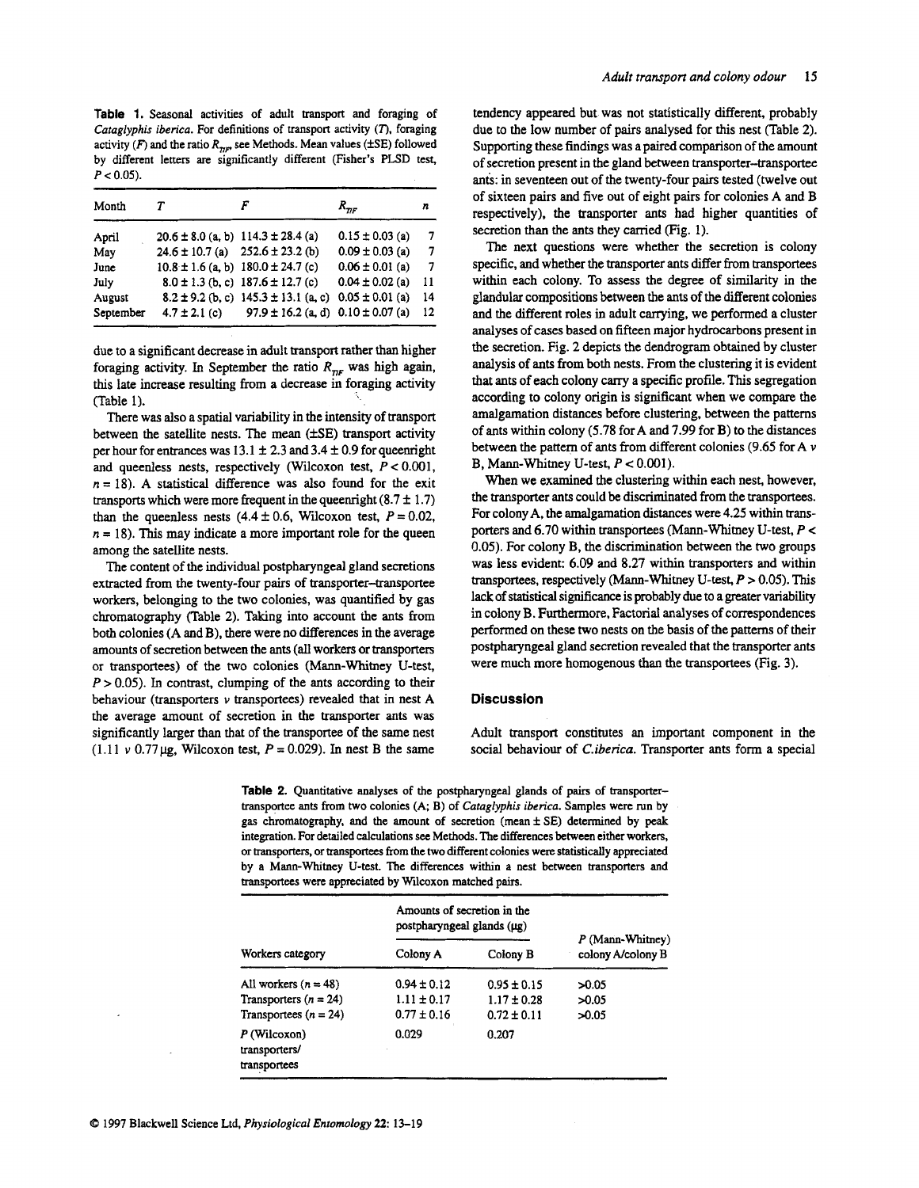**Table 1.** Seasonal activities of adult transport and foraging of *Cataglyphis iberica*. For definitions of transport activity ($T$), foraging activity ($F$) and the ratio $R_{T/F}$, see Methods. Mean values (±SE) followed by different letters are significantly different (Fisher's PLSD test, $P < 0.05$).

| Month | $T$ | $F$ | $R_{T/F}$ | $n$ |
|---|---|---|---|---|
| April | 20.6 ± 8.0 (a, b) | 114.3 ± 28.4 (a) | 0.15 ± 0.03 (a) | 7 |
| May | 24.6 ± 10.7 (a) | 252.6 ± 23.2 (b) | 0.09 ± 0.03 (a) | 7 |
| June | 10.8 ± 1.6 (a, b) | 180.0 ± 24.7 (c) | 0.06 ± 0.01 (a) | 7 |
| July | 8.0 ± 1.3 (b, c) | 187.6 ± 12.7 (c) | 0.04 ± 0.02 (a) | 11 |
| August | 8.2 ± 9.2 (b, c) | 145.3 ± 13.1 (a, c) | 0.05 ± 0.01 (a) | 14 |
| September | 4.7 ± 2.1 (c) | 97.9 ± 16.2 (a, d) | 0.10 ± 0.07 (a) | 12 |

due to a significant decrease in adult transport rather than higher foraging activity. In September the ratio $R_{T/F}$ was high again, this late increase resulting from a decrease in foraging activity (Table 1).

There was also a spatial variability in the intensity of transport between the satellite nests. The mean (±SE) transport activity per hour for entrances was 13.1 ± 2.3 and 3.4 ± 0.9 for queenright and queenless nests, respectively (Wilcoxon test, $P < 0.001$, $n = 18$). A statistical difference was also found for the exit transports which were more frequent in the queenright (8.7 ± 1.7) than the queenless nests (4.4 ± 0.6, Wilcoxon test, $P = 0.02$, $n = 18$). This may indicate a more important role for the queen among the satellite nests.

The content of the individual postpharyngeal gland secretions extracted from the twenty-four pairs of transporter–transportee workers, belonging to the two colonies, was quantified by gas chromatography (Table 2). Taking into account the ants from both colonies (A and B), there were no differences in the average amounts of secretion between the ants (all workers or transporters or transportees) of the two colonies (Mann-Whitney U-test, $P > 0.05$). In contrast, clumping of the ants according to their behaviour (transporters *v* transportees) revealed that in nest A the average amount of secretion in the transporter ants was significantly larger than that of the transportee of the same nest (1.11 *v* 0.77 µg, Wilcoxon test, $P = 0.029$). In nest B the same tendency appeared but was not statistically different, probably due to the low number of pairs analysed for this nest (Table 2). Supporting these findings was a paired comparison of the amount of secretion present in the gland between transporter–transportee ants: in seventeen out of the twenty-four pairs tested (twelve out of sixteen pairs and five out of eight pairs for colonies A and B respectively), the transporter ants had higher quantities of secretion than the ants they carried (Fig. 1).

The next questions were whether the secretion is colony specific, and whether the transporter ants differ from transportees within each colony. To assess the degree of similarity in the glandular compositions between the ants of the different colonies and the different roles in adult carrying, we performed a cluster analyses of cases based on fifteen major hydrocarbons present in the secretion. Fig. 2 depicts the dendrogram obtained by cluster analysis of ants from both nests. From the clustering it is evident that ants of each colony carry a specific profile. This segregation according to colony origin is significant when we compare the amalgamation distances before clustering, between the patterns of ants within colony (5.78 for A and 7.99 for B) to the distances between the pattern of ants from different colonies (9.65 for A *v* B, Mann-Whitney U-test, $P < 0.001$).

When we examined the clustering within each nest, however, the transporter ants could be discriminated from the transportees. For colony A, the amalgamation distances were 4.25 within transporters and 6.70 within transportees (Mann-Whitney U-test, $P < 0.05$). For colony B, the discrimination between the two groups was less evident: 6.09 and 8.27 within transporters and within transportees, respectively (Mann-Whitney U-test, $P > 0.05$). This lack of statistical significance is probably due to a greater variability in colony B. Furthermore, Factorial analyses of correspondences performed on these two nests on the basis of the patterns of their postpharyngeal gland secretion revealed that the transporter ants were much more homogenous than the transportees (Fig. 3).

## Discussion

Adult transport constitutes an important component in the social behaviour of *C. iberica*. Transporter ants form a special

**Table 2.** Quantitative analyses of the postpharyngeal glands of pairs of transporter–transportee ants from two colonies (A; B) of *Cataglyphis iberica*. Samples were run by gas chromatography, and the amount of secretion (mean ± SE) determined by peak integration. For detailed calculations see Methods. The differences between either workers, or transporters, or transportees from the two different colonies were statistically appreciated by a Mann-Whitney U-test. The differences within a nest between transporters and transportees were appreciated by Wilcoxon matched pairs.

| Workers category | Amounts of secretion in the postpharyngeal glands (µg) | | $P$ (Mann-Whitney) colony A/colony B |
|---|---|---|---|
| | Colony A | Colony B | |
| All workers ($n = 48$) | 0.94 ± 0.12 | 0.95 ± 0.15 | >0.05 |
| Transporters ($n = 24$) | 1.11 ± 0.17 | 1.17 ± 0.28 | >0.05 |
| Transportees ($n = 24$) | 0.77 ± 0.16 | 0.72 ± 0.11 | >0.05 |
| $P$ (Wilcoxon) transporters/transportees | 0.029 | 0.207 | |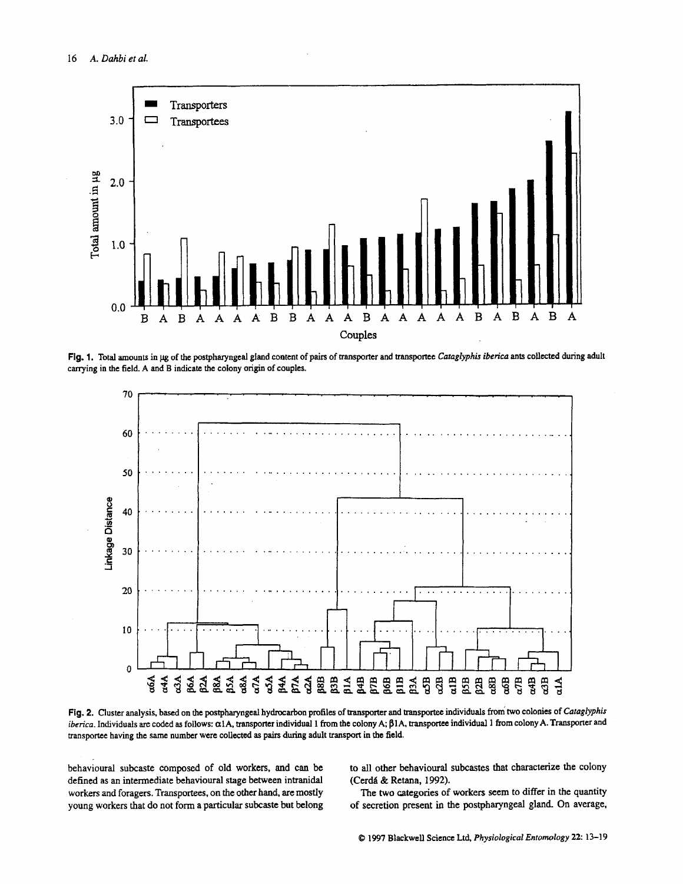**Fig. 1.** Total amounts in μg of the postpharyngeal gland content of pairs of transporter and transportee *Cataglyphis iberica* ants collected during adult carrying in the field. A and B indicate the colony origin of couples.

**Fig. 2.** Cluster analysis, based on the postpharyngeal hydrocarbon profiles of transporter and transportee individuals from two colonies of *Cataglyphis iberica*. Individuals are coded as follows: α1A, transporter individual 1 from the colony A; β1A, transportee individual 1 from colony A. Transporter and transportee having the same number were collected as pairs during adult transport in the field.

behavioural subcaste composed of old workers, and can be defined as an intermediate behavioural stage between intranidal workers and foragers. Transportees, on the other hand, are mostly young workers that do not form a particular subcaste but belong to all other behavioural subcastes that characterize the colony (Cerdá & Retana, 1992).

The two categories of workers seem to differ in the quantity of secretion present in the postpharyngeal gland. On average,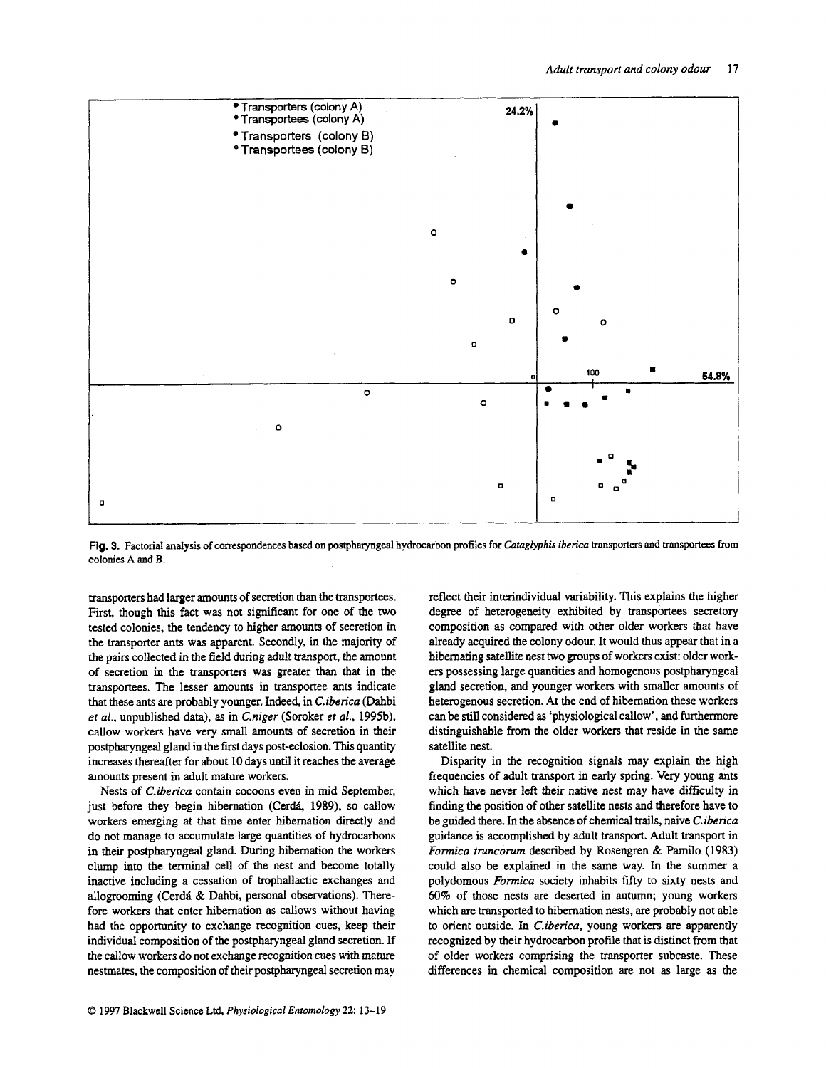Fig. 3. Factorial analysis of correspondences based on postpharyngeal hydrocarbon profiles for *Cataglyphis iberica* transporters and transportees from colonies A and B.

transporters had larger amounts of secretion than the transportees. First, though this fact was not significant for one of the two tested colonies, the tendency to higher amounts of secretion in the transporter ants was apparent. Secondly, in the majority of the pairs collected in the field during adult transport, the amount of secretion in the transporters was greater than that in the transportees. The lesser amounts in transportee ants indicate that these ants are probably younger. Indeed, in *C.iberica* (Dahbi *et al.*, unpublished data), as in *C.niger* (Soroker *et al.*, 1995b), callow workers have very small amounts of secretion in their postpharyngeal gland in the first days post-eclosion. This quantity increases thereafter for about 10 days until it reaches the average amounts present in adult mature workers.

Nests of *C.iberica* contain cocoons even in mid September, just before they begin hibernation (Cerdá, 1989), so callow workers emerging at that time enter hibernation directly and do not manage to accumulate large quantities of hydrocarbons in their postpharyngeal gland. During hibernation the workers clump into the terminal cell of the nest and become totally inactive including a cessation of trophallactic exchanges and allogrooming (Cerdá & Dahbi, personal observations). Therefore workers that enter hibernation as callows without having had the opportunity to exchange recognition cues, keep their individual composition of the postpharyngeal gland secretion. If the callow workers do not exchange recognition cues with mature nestmates, the composition of their postpharyngeal secretion may reflect their interindividual variability. This explains the higher degree of heterogeneity exhibited by transportees secretory composition as compared with other older workers that have already acquired the colony odour. It would thus appear that in a hibernating satellite nest two groups of workers exist: older workers possessing large quantities and homogenous postpharyngeal gland secretion, and younger workers with smaller amounts of heterogenous secretion. At the end of hibernation these workers can be still considered as 'physiological callow', and furthermore distinguishable from the older workers that reside in the same satellite nest.

Disparity in the recognition signals may explain the high frequencies of adult transport in early spring. Very young ants which have never left their native nest may have difficulty in finding the position of other satellite nests and therefore have to be guided there. In the absence of chemical trails, naive *C.iberica* guidance is accomplished by adult transport. Adult transport in *Formica truncorum* described by Rosengren & Pamilo (1983) could also be explained in the same way. In the summer a polydomous *Formica* society inhabits fifty to sixty nests and 60% of those nests are deserted in autumn; young workers which are transported to hibernation nests, are probably not able to orient outside. In *C.iberica*, young workers are apparently recognized by their hydrocarbon profile that is distinct from that of older workers comprising the transporter subcaste. These differences in chemical composition are not as large as the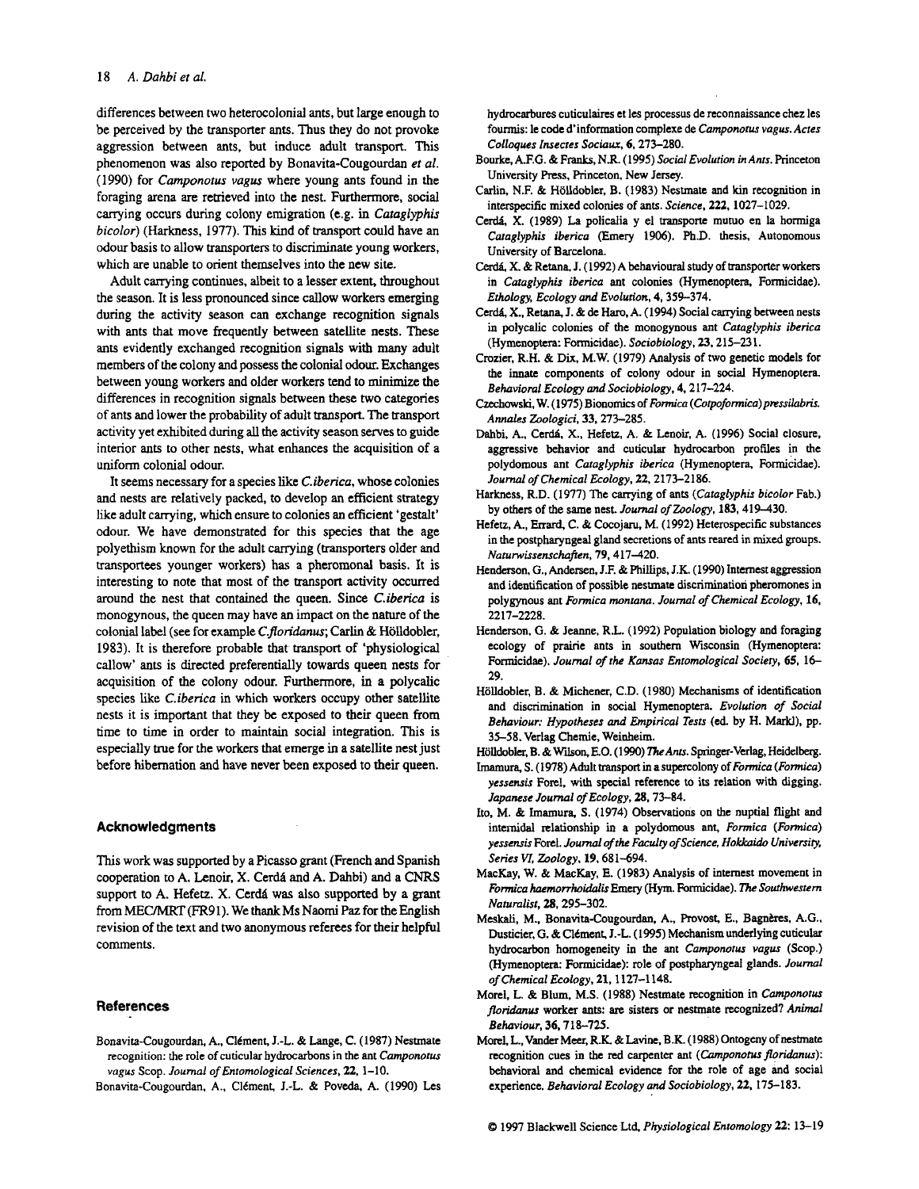differences between two heterocolonial ants, but large enough to be perceived by the transporter ants. Thus they do not provoke aggression between ants, but induce adult transport. This phenomenon was also reported by Bonavita-Cougourdan *et al.* (1990) for *Camponotus vagus* where young ants found in the foraging arena are retrieved into the nest. Furthermore, social carrying occurs during colony emigration (e.g. in *Cataglyphis bicolor*) (Harkness, 1977). This kind of transport could have an odour basis to allow transporters to discriminate young workers, which are unable to orient themselves into the new site.

Adult carrying continues, albeit to a lesser extent, throughout the season. It is less pronounced since callow workers emerging during the activity season can exchange recognition signals with ants that move frequently between satellite nests. These ants evidently exchanged recognition signals with many adult members of the colony and possess the colonial odour. Exchanges between young workers and older workers tend to minimize the differences in recognition signals between these two categories of ants and lower the probability of adult transport. The transport activity yet exhibited during all the activity season serves to guide interior ants to other nests, what enhances the acquisition of a uniform colonial odour.

It seems necessary for a species like *C.iberica*, whose colonies and nests are relatively packed, to develop an efficient strategy like adult carrying, which ensure to colonies an efficient 'gestalt' odour. We have demonstrated for this species that the age polyethism known for the adult carrying (transporters older and transportees younger workers) has a pheromonal basis. It is interesting to note that most of the transport activity occurred around the nest that contained the queen. Since *C.iberica* is monogynous, the queen may have an impact on the nature of the colonial label (see for example *C.floridanus*; Carlin & Hölldobler, 1983). It is therefore probable that transport of 'physiological callow' ants is directed preferentially towards queen nests for acquisition of the colony odour. Furthermore, in a polycalic species like *C.iberica* in which workers occupy other satellite nests it is important that they be exposed to their queen from time to time in order to maintain social integration. This is especially true for the workers that emerge in a satellite nest just before hibernation and have never been exposed to their queen.

## Acknowledgments

This work was supported by a Picasso grant (French and Spanish cooperation to A. Lenoir, X. Cerdá and A. Dahbi) and a CNRS support to A. Hefetz. X. Cerdá was also supported by a grant from MEC/MRT (FR91). We thank Ms Naomi Paz for the English revision of the text and two anonymous referees for their helpful comments.

## References

Bonavita-Cougourdan, A., Clément, J.-L. & Lange, C. (1987) Nestmate recognition: the role of cuticular hydrocarbons in the ant *Camponotus vagus* Scop. *Journal of Entomological Sciences*, **22**, 1–10.

Bonavita-Cougourdan, A., Clément, J.-L. & Poveda, A. (1990) Les hydrocarbures cuticulaires et les processus de reconnaissance chez les fourmis: le code d'information complexe de *Camponotus vagus*. *Actes Colloques Insectes Sociaux*, **6**, 273–280.

Bourke, A.F.G. & Franks, N.R. (1995) *Social Evolution in Ants*. Princeton University Press, Princeton, New Jersey.

Carlin, N.F. & Hölldobler, B. (1983) Nestmate and kin recognition in interspecific mixed colonies of ants. *Science*, **222**, 1027–1029.

Cerdá, X. (1989) La policalia y el transporte mutuo en la hormiga *Cataglyphis iberica* (Emery 1906). Ph.D. thesis, Autonomous University of Barcelona.

Cerdá, X. & Retana, J. (1992) A behavioural study of transporter workers in *Cataglyphis iberica* ant colonies (Hymenoptera, Formicidae). *Ethology, Ecology and Evolution*, **4**, 359–374.

Cerdá, X., Retana, J. & de Haro, A. (1994) Social carrying between nests in polycalic colonies of the monogynous ant *Cataglyphis iberica* (Hymenoptera: Formicidae). *Sociobiology*, **23**, 215–231.

Crozier, R.H. & Dix, M.W. (1979) Analysis of two genetic models for the innate components of colony odour in social Hymenoptera. *Behavioral Ecology and Sociobiology*, **4**, 217–224.

Czechowski, W. (1975) Bionomics of *Formica (Coptoformica) pressilabris*. *Annales Zoologici*, **33**, 273–285.

Dahbi, A., Cerdá, X., Hefetz, A. & Lenoir, A. (1996) Social closure, aggressive behavior and cuticular hydrocarbon profiles in the polydomous ant *Cataglyphis iberica* (Hymenoptera, Formicidae). *Journal of Chemical Ecology*, **22**, 2173–2186.

Harkness, R.D. (1977) The carrying of ants (*Cataglyphis bicolor* Fab.) by others of the same nest. *Journal of Zoology*, **183**, 419–430.

Hefetz, A., Errard, C. & Cocojaru, M. (1992) Heterospecific substances in the postpharyngeal gland secretions of ants reared in mixed groups. *Naturwissenschaften*, **79**, 417–420.

Henderson, G., Andersen, J.F. & Phillips, J.K. (1990) Internest aggression and identification of possible nestmate discrimination pheromones in polygynous ant *Formica montana*. *Journal of Chemical Ecology*, **16**, 2217–2228.

Henderson, G. & Jeanne, R.L. (1992) Population biology and foraging ecology of prairie ants in southern Wisconsin (Hymenoptera: Formicidae). *Journal of the Kansas Entomological Society*, **65**, 16–29.

Hölldobler, B. & Michener, C.D. (1980) Mechanisms of identification and discrimination in social Hymenoptera. *Evolution of Social Behaviour: Hypotheses and Empirical Tests* (ed. by H. Markl), pp. 35–58. Verlag Chemie, Weinheim.

Hölldobler, B. & Wilson, E.O. (1990) *The Ants*. Springer-Verlag, Heidelberg.

Imamura, S. (1978) Adult transport in a supercolony of *Formica (Formica) yessensis* Forel, with special reference to its relation with digging. *Japanese Journal of Ecology*, **28**, 73–84.

Ito, M. & Imamura, S. (1974) Observations on the nuptial flight and internidal relationship in a polydomous ant, *Formica (Formica) yessensis* Forel. *Journal of the Faculty of Science, Hokkaido University, Series VI, Zoology*, **19**, 681–694.

MacKay, W. & MacKay, E. (1983) Analysis of internest movement in *Formica haemorrhoidalis* Emery (Hym. Formicidae). *The Southwestern Naturalist*, **28**, 295–302.

Meskali, M., Bonavita-Cougourdan, A., Provost, E., Bagnères, A.G., Dusticier, G. & Clément, J.-L. (1995) Mechanism underlying cuticular hydrocarbon homogeneity in the ant *Camponotus vagus* (Scop.) (Hymenoptera: Formicidae): role of postpharyngeal glands. *Journal of Chemical Ecology*, **21**, 1127–1148.

Morel, L. & Blum, M.S. (1988) Nestmate recognition in *Camponotus floridanus* worker ants: are sisters or nestmate recognized? *Animal Behaviour*, **36**, 718–725.

Morel, L., Vander Meer, R.K. & Lavine, B.K. (1988) Ontogeny of nestmate recognition cues in the red carpenter ant (*Camponotus floridanus*): behavioral and chemical evidence for the role of age and social experience. *Behavioral Ecology and Sociobiology*, **22**, 175–183.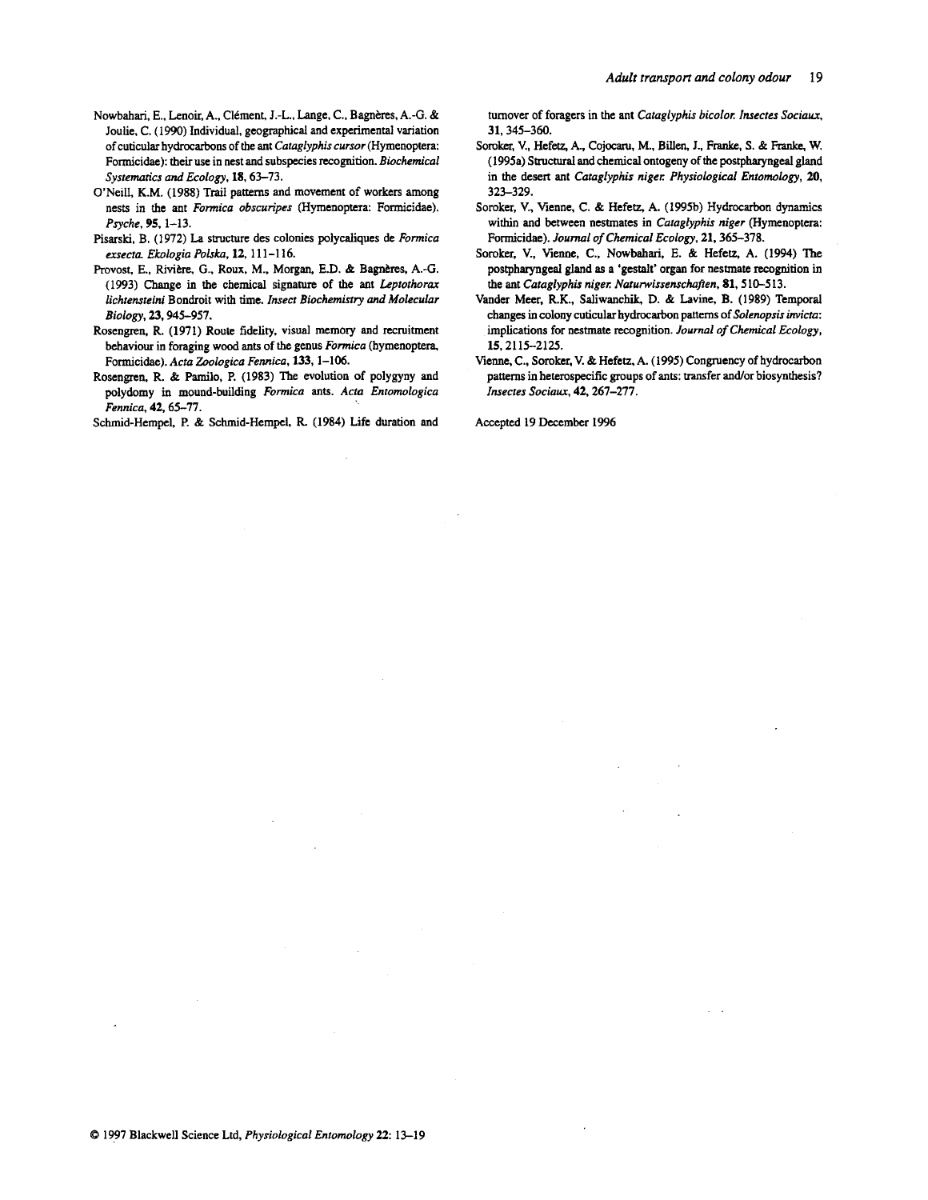Nowbahari, E., Lenoir, A., Clément, J.-L., Lange, C., Bagnères, A.-G. & Joulie, C. (1990) Individual, geographical and experimental variation of cuticular hydrocarbons of the ant *Cataglyphis cursor* (Hymenoptera: Formicidae): their use in nest and subspecies recognition. *Biochemical Systematics and Ecology*, **18**, 63–73.

O'Neill, K.M. (1988) Trail patterns and movement of workers among nests in the ant *Formica obscuripes* (Hymenoptera: Formicidae). *Psyche*, **95**, 1–13.

Pisarski, B. (1972) La structure des colonies polycaliques de *Formica exsecta*. *Ekologia Polska*, **12**, 111–116.

Provost, E., Rivière, G., Roux, M., Morgan, E.D. & Bagnères, A.-G. (1993) Change in the chemical signature of the ant *Leptothorax lichtensteini* Bondroit with time. *Insect Biochemistry and Molecular Biology*, **23**, 945–957.

Rosengren, R. (1971) Route fidelity, visual memory and recruitment behaviour in foraging wood ants of the genus *Formica* (hymenoptera, Formicidae). *Acta Zoologica Fennica*, **133**, 1–106.

Rosengren, R. & Pamilo, P. (1983) The evolution of polygyny and polydomy in mound-building *Formica* ants. *Acta Entomologica Fennica*, **42**, 65–77.

Schmid-Hempel, P. & Schmid-Hempel, R. (1984) Life duration and turnover of foragers in the ant *Cataglyphis bicolor*. *Insectes Sociaux*, **31**, 345–360.

Soroker, V., Hefetz, A., Cojocaru, M., Billen, J., Franke, S. & Franke, W. (1995a) Structural and chemical ontogeny of the postpharyngeal gland in the desert ant *Cataglyphis niger*. *Physiological Entomology*, **20**, 323–329.

Soroker, V., Vienne, C. & Hefetz, A. (1995b) Hydrocarbon dynamics within and between nestmates in *Cataglyphis niger* (Hymenoptera: Formicidae). *Journal of Chemical Ecology*, **21**, 365–378.

Soroker, V., Vienne, C., Nowbahari, E. & Hefetz, A. (1994) The postpharyngeal gland as a 'gestalt' organ for nestmate recognition in the ant *Cataglyphis niger*. *Naturwissenschaften*, **81**, 510–513.

Vander Meer, R.K., Saliwanchik, D. & Lavine, B. (1989) Temporal changes in colony cuticular hydrocarbon patterns of *Solenopsis invicta*: implications for nestmate recognition. *Journal of Chemical Ecology*, **15**, 2115–2125.

Vienne, C., Soroker, V. & Hefetz, A. (1995) Congruency of hydrocarbon patterns in heterospecific groups of ants: transfer and/or biosynthesis? *Insectes Sociaux*, **42**, 267–277.

Accepted 19 December 1996

© 1997 Blackwell Science Ltd, *Physiological Entomology* **22**: 13–19